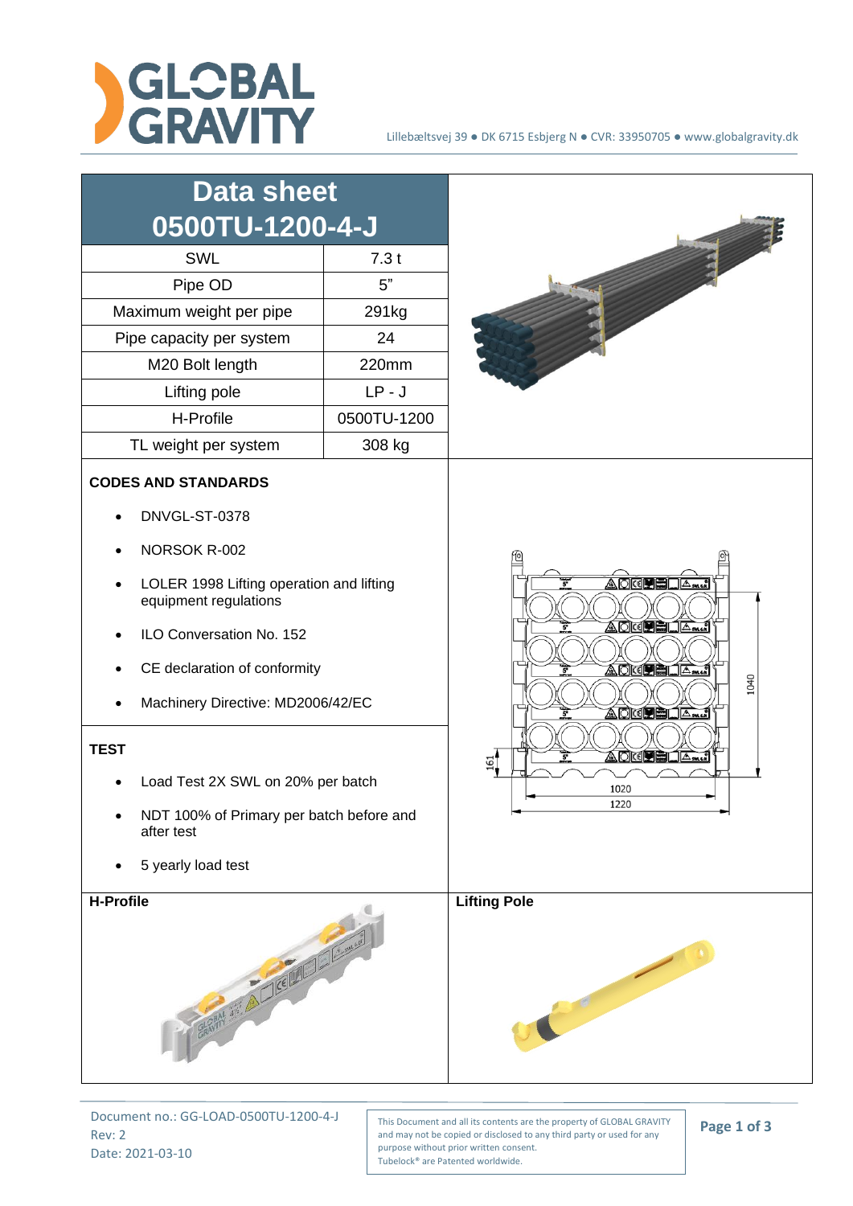# Data sheet 0500TU-1200-4-J

| Data sheet 0500TU-1200-4-J | |
|---|---|
| SWL | 7.3 t |
| Pipe OD | 5" |
| Maximum weight per pipe | 291kg |
| Pipe capacity per system | 24 |
| M20 Bolt length | 220mm |
| Lifting pole | LP - J |
| H-Profile | 0500TU-1200 |
| TL weight per system | 308 kg |

**CODES AND STANDARDS**

- DNVGL-ST-0378
- NORSOK R-002
- LOLER 1998 Lifting operation and lifting equipment regulations
- ILO Conversation No. 152
- CE declaration of conformity
- Machinery Directive: MD2006/42/EC

**TEST**

- Load Test 2X SWL on 20% per batch
- NDT 100% of Primary per batch before and after test
- 5 yearly load test

161

1040

1020

1220

**H-Profile**

**Lifting Pole**

Document no.: GG-LOAD-0500TU-1200-4-J
Rev: 2
Date: 2021-03-10

This Document and all its contents are the property of GLOBAL GRAVITY and may not be copied or disclosed to any third party or used for any purpose without prior written consent.
Tubelock® are Patented worldwide.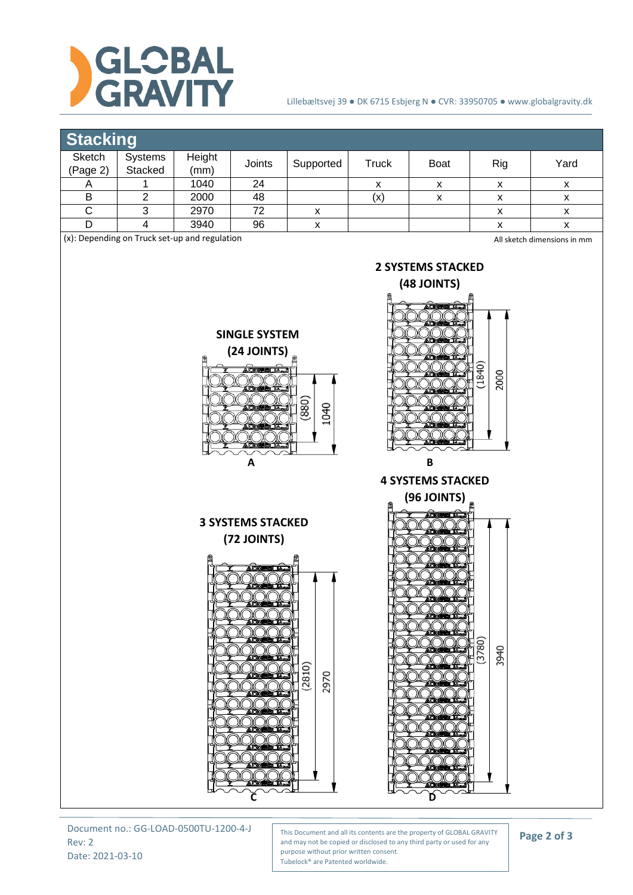## Stacking

| Sketch (Page 2) | Systems Stacked | Height (mm) | Joints | Supported | Truck | Boat | Rig | Yard |
|---|---|---|---|---|---|---|---|---|
| A | 1 | 1040 | 24 | | x | x | x | x |
| B | 2 | 2000 | 48 | | (x) | x | x | x |
| C | 3 | 2970 | 72 | x | | | x | x |
| D | 4 | 3940 | 96 | x | | | x | x |

(x): Depending on Truck set-up and regulation

All sketch dimensions in mm

**SINGLE SYSTEM (24 JOINTS)**

(880) 1040

A

**2 SYSTEMS STACKED (48 JOINTS)**

(1840) 2000

B

**3 SYSTEMS STACKED (72 JOINTS)**

(2810) 2970

C

**4 SYSTEMS STACKED (96 JOINTS)**

(3780) 3940

D

Document no.: GG-LOAD-0500TU-1200-4-J
Rev: 2
Date: 2021-03-10

This Document and all its contents are the property of GLOBAL GRAVITY and may not be copied or disclosed to any third party or used for any purpose without prior written consent.
Tubelock® are Patented worldwide.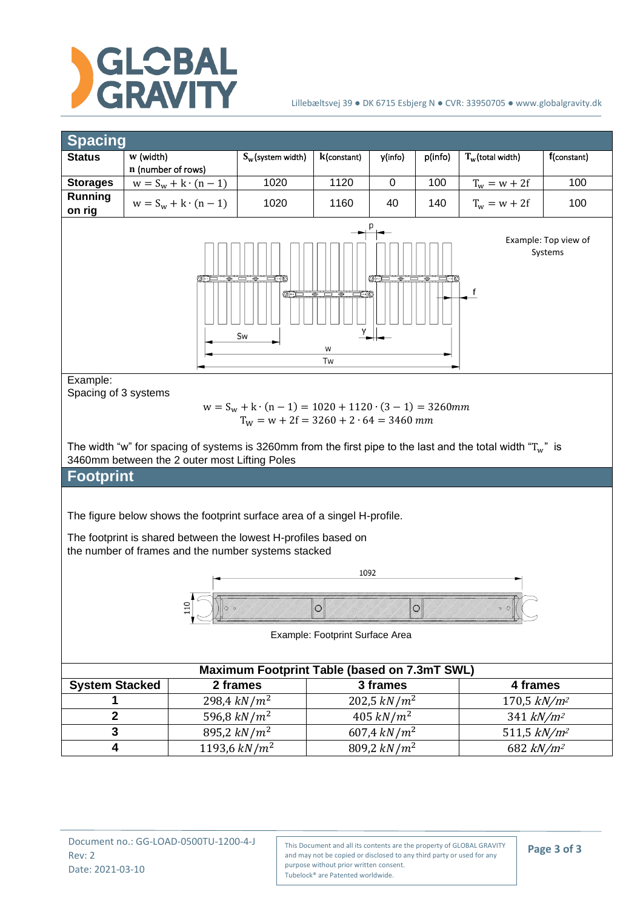## Spacing

| Status | $w$ (width) $n$ (number of rows) | $S_w$ (system width) | $k$ (constant) | y(info) | p(info) | $T_w$ (total width) | $f$ (constant) |
|---|---|---|---|---|---|---|---|
| **Storages** | $w = S_w + k \cdot (n-1)$ | 1020 | 1120 | 0 | 100 | $T_w = w + 2f$ | 100 |
| **Running on rig** | $w = S_w + k \cdot (n-1)$ | 1020 | 1160 | 40 | 140 | $T_w = w + 2f$ | 100 |

p

Example: Top view of Systems

f

Sw

y

w

Tw

Example:
Spacing of 3 systems

$$w = S_w + k \cdot (n-1) = 1020 + 1120 \cdot (3-1) = 3260mm$$
$$T_w = w + 2f = 3260 + 2 \cdot 64 = 3460\ mm$$

The width "w" for spacing of systems is 3260mm from the first pipe to the last and the total width "$T_w$" is 3460mm between the 2 outer most Lifting Poles

## Footprint

The figure below shows the footprint surface area of a singel H-profile.

The footprint is shared between the lowest H-profiles based on the number of frames and the number systems stacked

1092

110

Example: Footprint Surface Area

| Maximum Footprint Table (based on 7.3mT SWL) | | | |
|---|---|---|---|
| **System Stacked** | **2 frames** | **3 frames** | **4 frames** |
| **1** | 298,4 $kN/m^2$ | 202,5 $kN/m^2$ | 170,5 $kN/m^2$ |
| **2** | 596,8 $kN/m^2$ | 405 $kN/m^2$ | 341 $kN/m^2$ |
| **3** | 895,2 $kN/m^2$ | 607,4 $kN/m^2$ | 511,5 $kN/m^2$ |
| **4** | 1193,6 $kN/m^2$ | 809,2 $kN/m^2$ | 682 $kN/m^2$ |